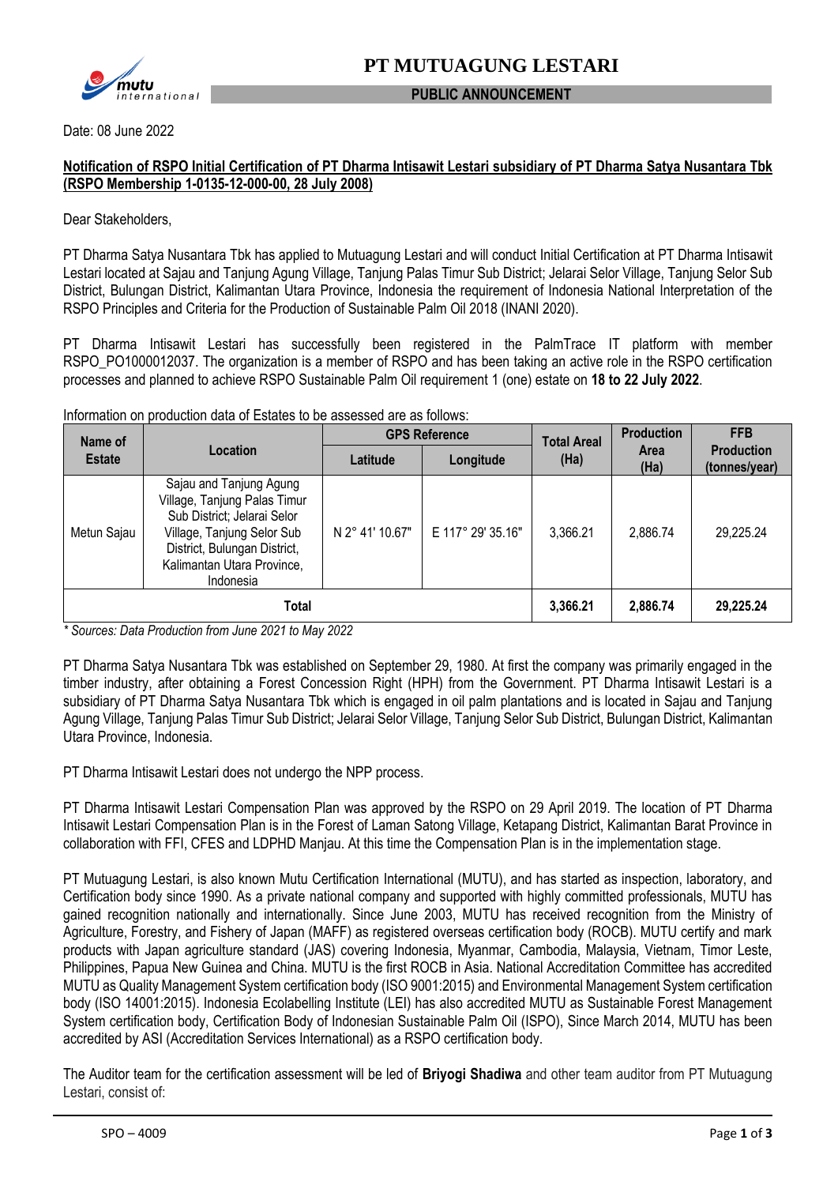# PT MUTUAGUNG LESTARI

**PUBLIC ANNOUNCEMENT**

Date: 08 June 2022

**Notification of RSPO Initial Certification of PT Dharma Intisawit Lestari subsidiary of PT Dharma Satya Nusantara Tbk (RSPO Membership 1-0135-12-000-00, 28 July 2008)**

Dear Stakeholders,

PT Dharma Satya Nusantara Tbk has applied to Mutuagung Lestari and will conduct Initial Certification at PT Dharma Intisawit Lestari located at Sajau and Tanjung Agung Village, Tanjung Palas Timur Sub District; Jelarai Selor Village, Tanjung Selor Sub District, Bulungan District, Kalimantan Utara Province, Indonesia the requirement of Indonesia National Interpretation of the RSPO Principles and Criteria for the Production of Sustainable Palm Oil 2018 (INANI 2020).

PT Dharma Intisawit Lestari has successfully been registered in the PalmTrace IT platform with member RSPO_PO1000012037. The organization is a member of RSPO and has been taking an active role in the RSPO certification processes and planned to achieve RSPO Sustainable Palm Oil requirement 1 (one) estate on **18 to 22 July 2022**.

Information on production data of Estates to be assessed are as follows:

| Name of Estate | Location | GPS Reference | | Total Areal (Ha) | Production Area (Ha) | FFB Production (tonnes/year) |
|---|---|---|---|---|---|---|
| | | Latitude | Longitude | | | |
| Metun Sajau | Sajau and Tanjung Agung Village, Tanjung Palas Timur Sub District; Jelarai Selor Village, Tanjung Selor Sub District, Bulungan District, Kalimantan Utara Province, Indonesia | N 2° 41' 10.67" | E 117° 29' 35.16" | 3,366.21 | 2,886.74 | 29,225.24 |
| **Total** | | | | **3,366.21** | **2,886.74** | **29,225.24** |

*\* Sources: Data Production from June 2021 to May 2022*

PT Dharma Satya Nusantara Tbk was established on September 29, 1980. At first the company was primarily engaged in the timber industry, after obtaining a Forest Concession Right (HPH) from the Government. PT Dharma Intisawit Lestari is a subsidiary of PT Dharma Satya Nusantara Tbk which is engaged in oil palm plantations and is located in Sajau and Tanjung Agung Village, Tanjung Palas Timur Sub District; Jelarai Selor Village, Tanjung Selor Sub District, Bulungan District, Kalimantan Utara Province, Indonesia.

PT Dharma Intisawit Lestari does not undergo the NPP process.

PT Dharma Intisawit Lestari Compensation Plan was approved by the RSPO on 29 April 2019. The location of PT Dharma Intisawit Lestari Compensation Plan is in the Forest of Laman Satong Village, Ketapang District, Kalimantan Barat Province in collaboration with FFI, CFES and LDPHD Manjau. At this time the Compensation Plan is in the implementation stage.

PT Mutuagung Lestari, is also known Mutu Certification International (MUTU), and has started as inspection, laboratory, and Certification body since 1990. As a private national company and supported with highly committed professionals, MUTU has gained recognition nationally and internationally. Since June 2003, MUTU has received recognition from the Ministry of Agriculture, Forestry, and Fishery of Japan (MAFF) as registered overseas certification body (ROCB). MUTU certify and mark products with Japan agriculture standard (JAS) covering Indonesia, Myanmar, Cambodia, Malaysia, Vietnam, Timor Leste, Philippines, Papua New Guinea and China. MUTU is the first ROCB in Asia. National Accreditation Committee has accredited MUTU as Quality Management System certification body (ISO 9001:2015) and Environmental Management System certification body (ISO 14001:2015). Indonesia Ecolabelling Institute (LEI) has also accredited MUTU as Sustainable Forest Management System certification body, Certification Body of Indonesian Sustainable Palm Oil (ISPO), Since March 2014, MUTU has been accredited by ASI (Accreditation Services International) as a RSPO certification body.

The Auditor team for the certification assessment will be led of **Briyogi Shadiwa** and other team auditor from PT Mutuagung Lestari, consist of: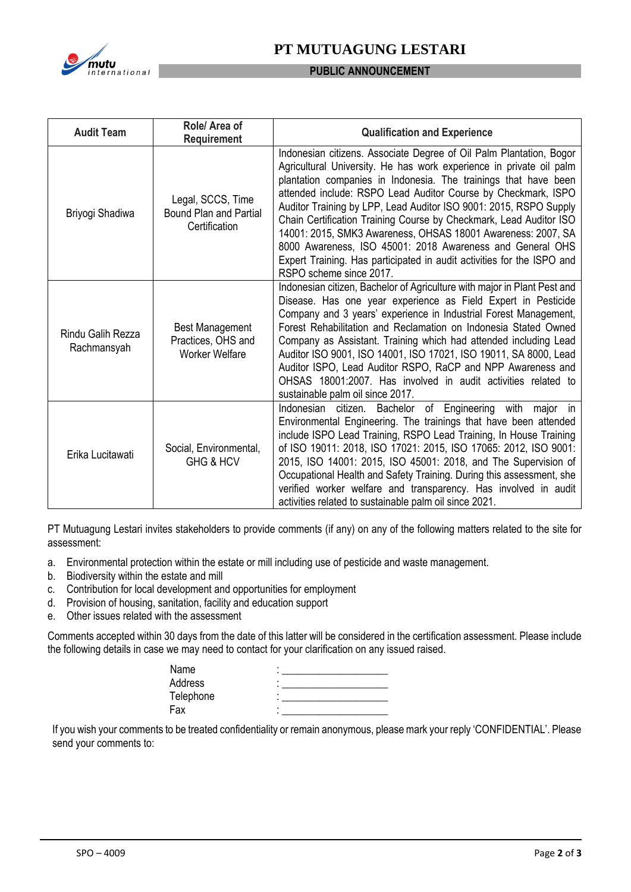| Audit Team | Role/ Area of Requirement | Qualification and Experience |
|---|---|---|
| Briyogi Shadiwa | Legal, SCCS, Time Bound Plan and Partial Certification | Indonesian citizens. Associate Degree of Oil Palm Plantation, Bogor Agricultural University. He has work experience in private oil palm plantation companies in Indonesia. The trainings that have been attended include: RSPO Lead Auditor Course by Checkmark, ISPO Auditor Training by LPP, Lead Auditor ISO 9001: 2015, RSPO Supply Chain Certification Training Course by Checkmark, Lead Auditor ISO 14001: 2015, SMK3 Awareness, OHSAS 18001 Awareness: 2007, SA 8000 Awareness, ISO 45001: 2018 Awareness and General OHS Expert Training. Has participated in audit activities for the ISPO and RSPO scheme since 2017. |
| Rindu Galih Rezza Rachmansyah | Best Management Practices, OHS and Worker Welfare | Indonesian citizen, Bachelor of Agriculture with major in Plant Pest and Disease. Has one year experience as Field Expert in Pesticide Company and 3 years' experience in Industrial Forest Management, Forest Rehabilitation and Reclamation on Indonesia Stated Owned Company as Assistant. Training which had attended including Lead Auditor ISO 9001, ISO 14001, ISO 17021, ISO 19011, SA 8000, Lead Auditor ISPO, Lead Auditor RSPO, RaCP and NPP Awareness and OHSAS 18001:2007. Has involved in audit activities related to sustainable palm oil since 2017. |
| Erika Lucitawati | Social, Environmental, GHG & HCV | Indonesian citizen. Bachelor of Engineering with major in Environmental Engineering. The trainings that have been attended include ISPO Lead Training, RSPO Lead Training, In House Training of ISO 19011: 2018, ISO 17021: 2015, ISO 17065: 2012, ISO 9001: 2015, ISO 14001: 2015, ISO 45001: 2018, and The Supervision of Occupational Health and Safety Training. During this assessment, she verified worker welfare and transparency. Has involved in audit activities related to sustainable palm oil since 2021. |

PT Mutuagung Lestari invites stakeholders to provide comments (if any) on any of the following matters related to the site for assessment:

a. Environmental protection within the estate or mill including use of pesticide and waste management.
b. Biodiversity within the estate and mill
c. Contribution for local development and opportunities for employment
d. Provision of housing, sanitation, facility and education support
e. Other issues related with the assessment

Comments accepted within 30 days from the date of this latter will be considered in the certification assessment. Please include the following details in case we may need to contact for your clarification on any issued raised.

Name : ____________________
Address : ____________________
Telephone : ____________________
Fax : ____________________

If you wish your comments to be treated confidentiality or remain anonymous, please mark your reply 'CONFIDENTIAL'. Please send your comments to: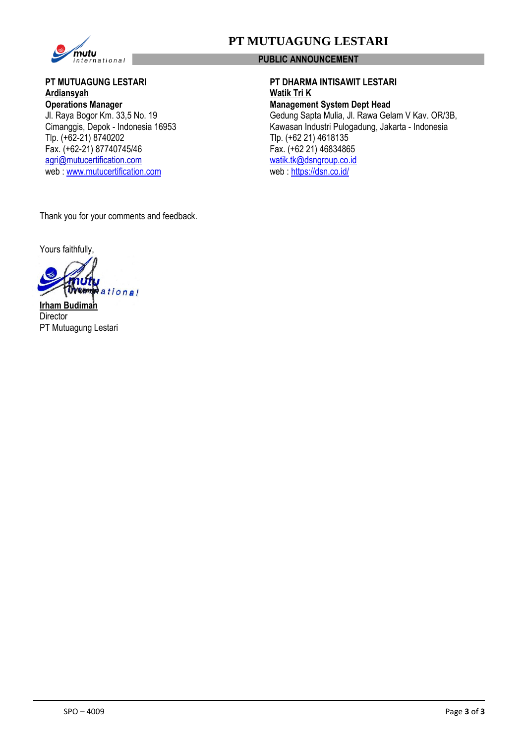**PT MUTUAGUNG LESTARI**
**Ardiansyah**
**Operations Manager**
Jl. Raya Bogor Km. 33,5 No. 19
Cimanggis, Depok - Indonesia 16953
Tlp. (+62-21) 8740202
Fax. (+62-21) 87740745/46
agri@mutucertification.com
web : www.mutucertification.com

**PT DHARMA INTISAWIT LESTARI**
**Watik Tri K**
**Management System Dept Head**
Gedung Sapta Mulia, Jl. Rawa Gelam V Kav. OR/3B,
Kawasan Industri Pulogadung, Jakarta - Indonesia
Tlp. (+62 21) 4618135
Fax. (+62 21) 46834865
watik.tk@dsngroup.co.id
web : https://dsn.co.id/

Thank you for your comments and feedback.

Yours faithfully,

**Irham Budiman**
Director
PT Mutuagung Lestari